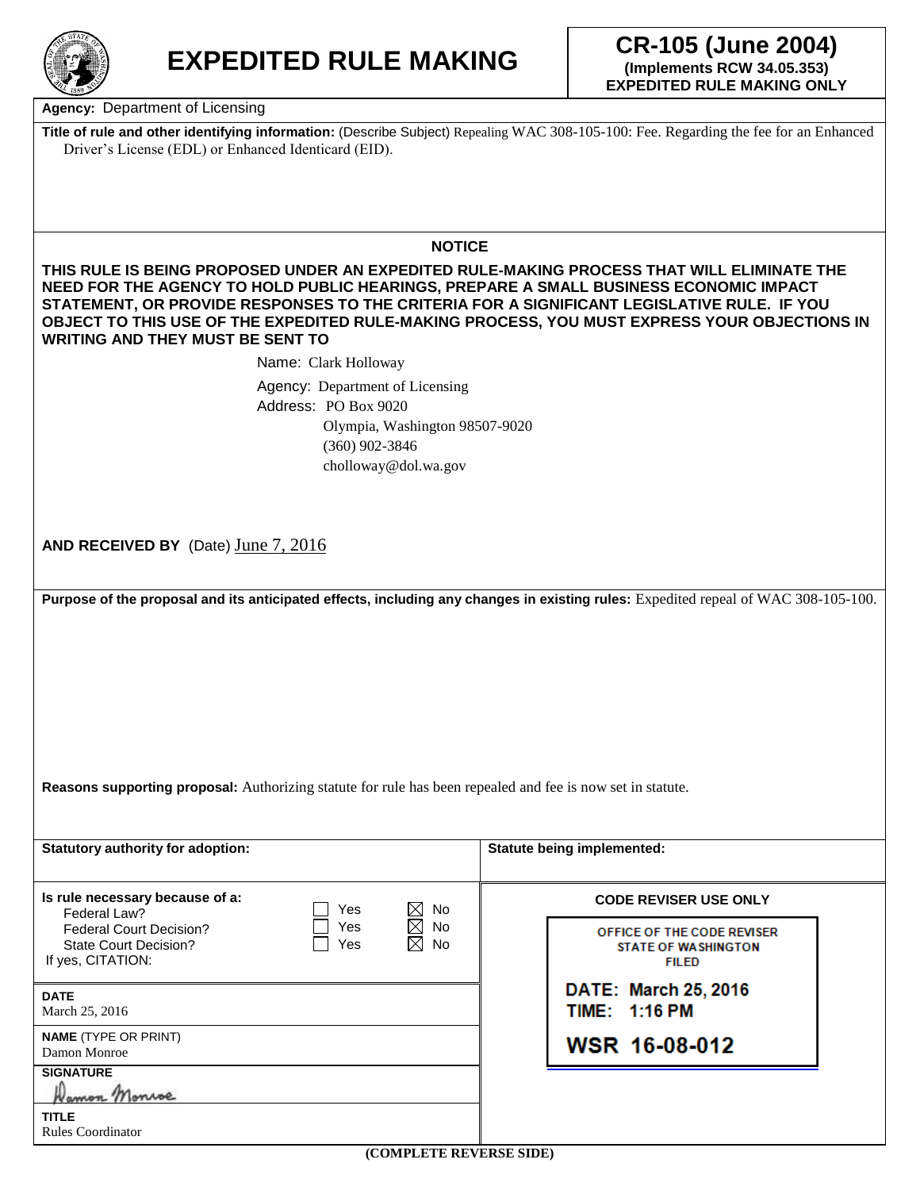# EXPEDITED RULE MAKING

**CR-105 (June 2004)**
**(Implements RCW 34.05.353)**
**EXPEDITED RULE MAKING ONLY**

**Agency:** Department of Licensing

**Title of rule and other identifying information:** (Describe Subject) Repealing WAC 308-105-100: Fee. Regarding the fee for an Enhanced Driver's License (EDL) or Enhanced Identicard (EID).

## NOTICE

**THIS RULE IS BEING PROPOSED UNDER AN EXPEDITED RULE-MAKING PROCESS THAT WILL ELIMINATE THE NEED FOR THE AGENCY TO HOLD PUBLIC HEARINGS, PREPARE A SMALL BUSINESS ECONOMIC IMPACT STATEMENT, OR PROVIDE RESPONSES TO THE CRITERIA FOR A SIGNIFICANT LEGISLATIVE RULE. IF YOU OBJECT TO THIS USE OF THE EXPEDITED RULE-MAKING PROCESS, YOU MUST EXPRESS YOUR OBJECTIONS IN WRITING AND THEY MUST BE SENT TO**

Name: Clark Holloway
Agency: Department of Licensing
Address: PO Box 9020
Olympia, Washington 98507-9020
(360) 902-3846
cholloway@dol.wa.gov

**AND RECEIVED BY** (Date) June 7, 2016

**Purpose of the proposal and its anticipated effects, including any changes in existing rules:** Expedited repeal of WAC 308-105-100.

**Reasons supporting proposal:** Authorizing statute for rule has been repealed and fee is now set in statute.

**Statutory authority for adoption:**

**Statute being implemented:**

**Is rule necessary because of a:**

| | | |
|---|---|---|
| Federal Law? | ☐ Yes | ☒ No |
| Federal Court Decision? | ☐ Yes | ☒ No |
| State Court Decision? | ☐ Yes | ☒ No |

If yes, CITATION:

**DATE**
March 25, 2016

**NAME** (TYPE OR PRINT)
Damon Monroe

**SIGNATURE**
Damon Monroe

**TITLE**
Rules Coordinator

**CODE REVISER USE ONLY**

OFFICE OF THE CODE REVISER
STATE OF WASHINGTON
FILED

DATE: March 25, 2016
TIME: 1:16 PM

WSR 16-08-012

**(COMPLETE REVERSE SIDE)**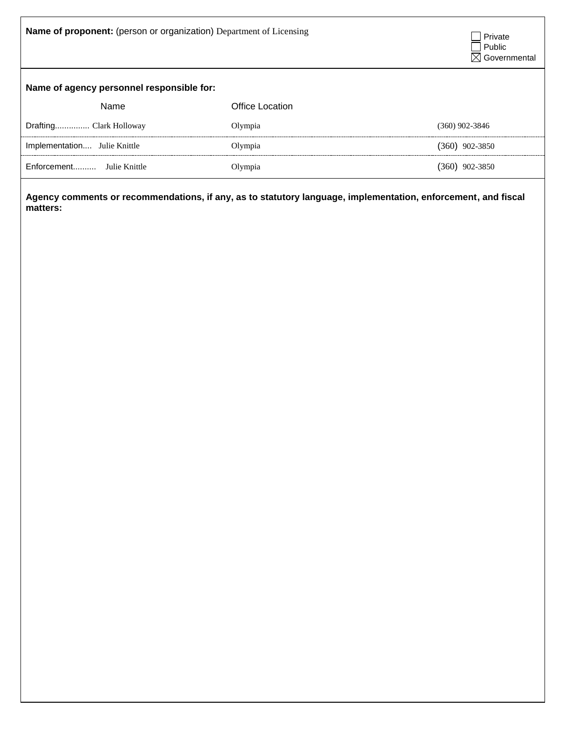**Name of proponent:** (person or organization) Department of Licensing

- [ ] Private
- [ ] Public
- [x] Governmental

**Name of agency personnel responsible for:**

| | Name | Office Location | |
|---|---|---|---|
| Drafting............... | Clark Holloway | Olympia | (360) 902-3846 |
| Implementation.... | Julie Knittle | Olympia | (360) 902-3850 |
| Enforcement.......... | Julie Knittle | Olympia | (360) 902-3850 |

**Agency comments or recommendations, if any, as to statutory language, implementation, enforcement, and fiscal matters:**